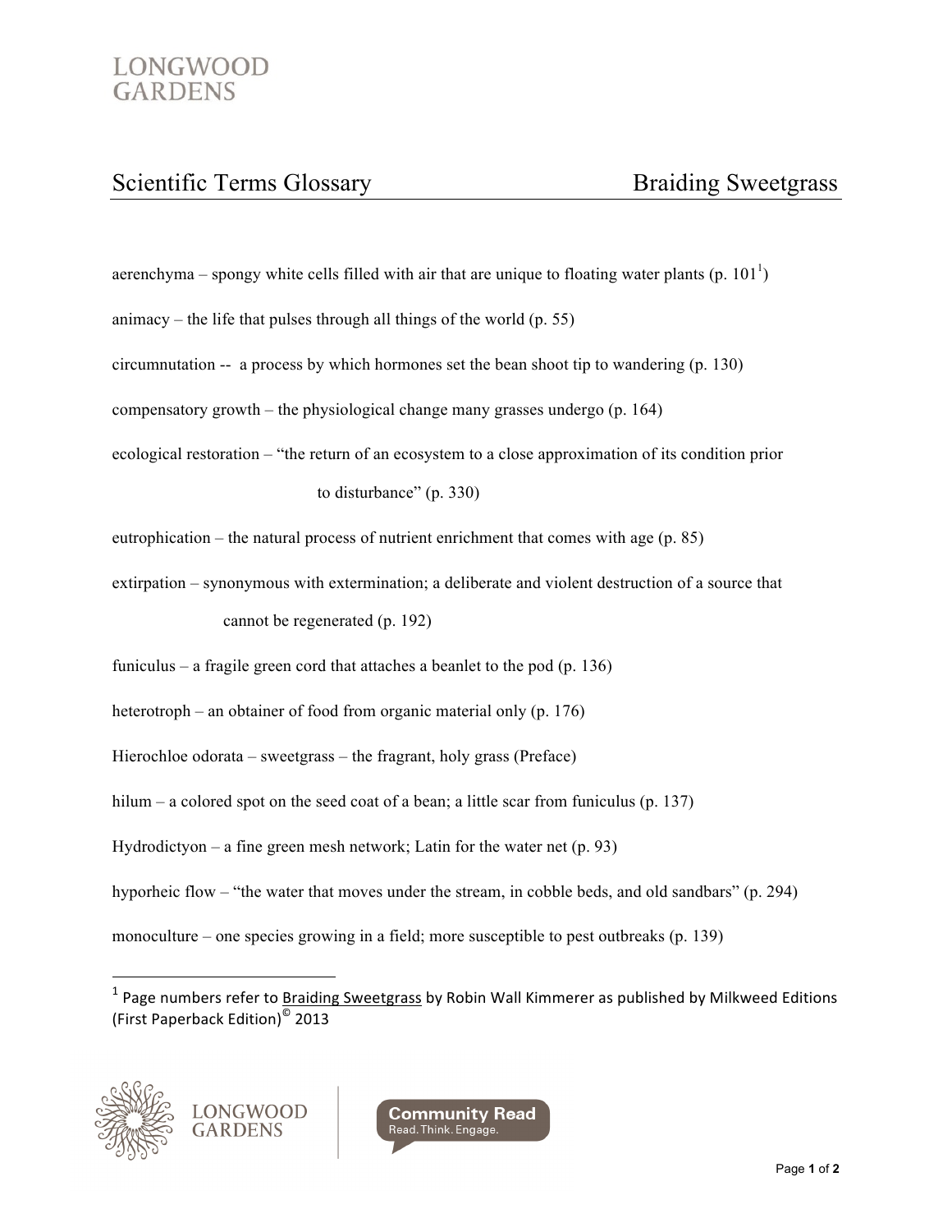LONGWOOD GARDENS

# Scientific Terms Glossary — Braiding Sweetgrass

aerenchyma – spongy white cells filled with air that are unique to floating water plants (p. 101[1])

animacy – the life that pulses through all things of the world (p. 55)

circumnutation -- a process by which hormones set the bean shoot tip to wandering (p. 130)

compensatory growth – the physiological change many grasses undergo (p. 164)

ecological restoration – "the return of an ecosystem to a close approximation of its condition prior to disturbance" (p. 330)

eutrophication – the natural process of nutrient enrichment that comes with age (p. 85)

extirpation – synonymous with extermination; a deliberate and violent destruction of a source that cannot be regenerated (p. 192)

funiculus – a fragile green cord that attaches a beanlet to the pod (p. 136)

heterotroph – an obtainer of food from organic material only (p. 176)

Hierochloe odorata – sweetgrass – the fragrant, holy grass (Preface)

hilum – a colored spot on the seed coat of a bean; a little scar from funiculus (p. 137)

Hydrodictyon – a fine green mesh network; Latin for the water net (p. 93)

hyporheic flow – "the water that moves under the stream, in cobble beds, and old sandbars" (p. 294)

monoculture – one species growing in a field; more susceptible to pest outbreaks (p. 139)

---

[1] Page numbers refer to Braiding Sweetgrass by Robin Wall Kimmerer as published by Milkweed Editions (First Paperback Edition)© 2013

LONGWOOD GARDENS | Community Read — Read. Think. Engage.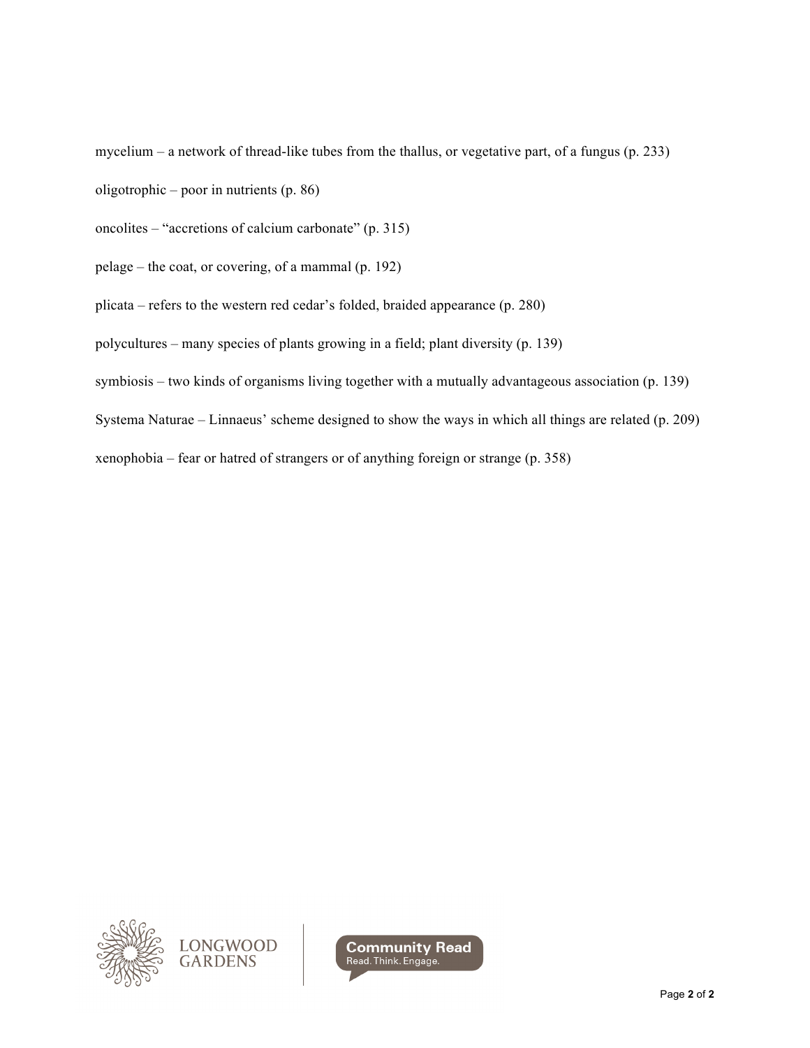mycelium – a network of thread-like tubes from the thallus, or vegetative part, of a fungus (p. 233)

oligotrophic – poor in nutrients (p. 86)

oncolites – "accretions of calcium carbonate" (p. 315)

pelage – the coat, or covering, of a mammal (p. 192)

plicata – refers to the western red cedar's folded, braided appearance (p. 280)

polycultures – many species of plants growing in a field; plant diversity (p. 139)

symbiosis – two kinds of organisms living together with a mutually advantageous association (p. 139)

Systema Naturae – Linnaeus' scheme designed to show the ways in which all things are related (p. 209)

xenophobia – fear or hatred of strangers or of anything foreign or strange (p. 358)